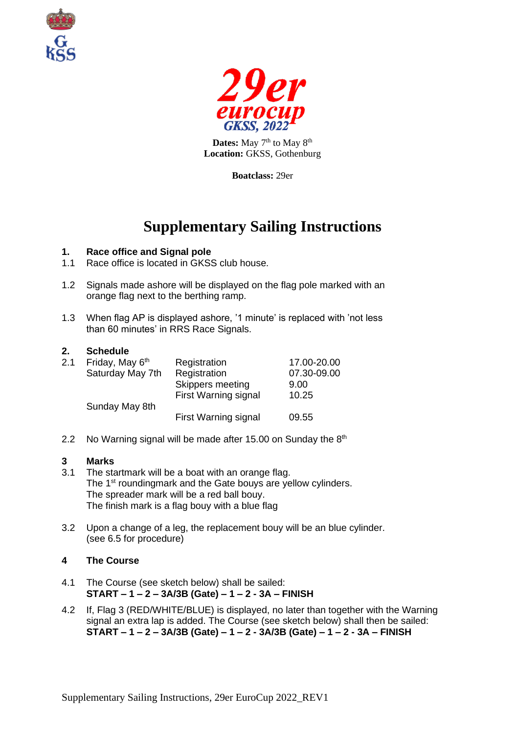# 29er eurocup

GKSS, 2022

**Dates:** May 7th to May 8th
**Location:** GKSS, Gothenburg

**Boatclass:** 29er

# Supplementary Sailing Instructions

## 1. Race office and Signal pole

1.1 Race office is located in GKSS club house.

1.2 Signals made ashore will be displayed on the flag pole marked with an orange flag next to the berthing ramp.

1.3 When flag AP is displayed ashore, '1 minute' is replaced with 'not less than 60 minutes' in RRS Race Signals.

## 2. Schedule

2.1

| | | |
|---|---|---|
| Friday, May 6th | Registration | 17.00-20.00 |
| Saturday May 7th | Registration | 07.30-09.00 |
| | Skippers meeting | 9.00 |
| | First Warning signal | 10.25 |
| Sunday May 8th | | |
| | First Warning signal | 09.55 |

2.2 No Warning signal will be made after 15.00 on Sunday the 8th

## 3 Marks

3.1 The startmark will be a boat with an orange flag.
The 1st roundingmark and the Gate bouys are yellow cylinders.
The spreader mark will be a red ball bouy.
The finish mark is a flag bouy with a blue flag

3.2 Upon a change of a leg, the replacement bouy will be an blue cylinder. (see 6.5 for procedure)

## 4 The Course

4.1 The Course (see sketch below) shall be sailed:
**START – 1 – 2 – 3A/3B (Gate) – 1 – 2 - 3A – FINISH**

4.2 If, Flag 3 (RED/WHITE/BLUE) is displayed, no later than together with the Warning signal an extra lap is added. The Course (see sketch below) shall then be sailed:
**START – 1 – 2 – 3A/3B (Gate) – 1 – 2 - 3A/3B (Gate) – 1 – 2 - 3A – FINISH**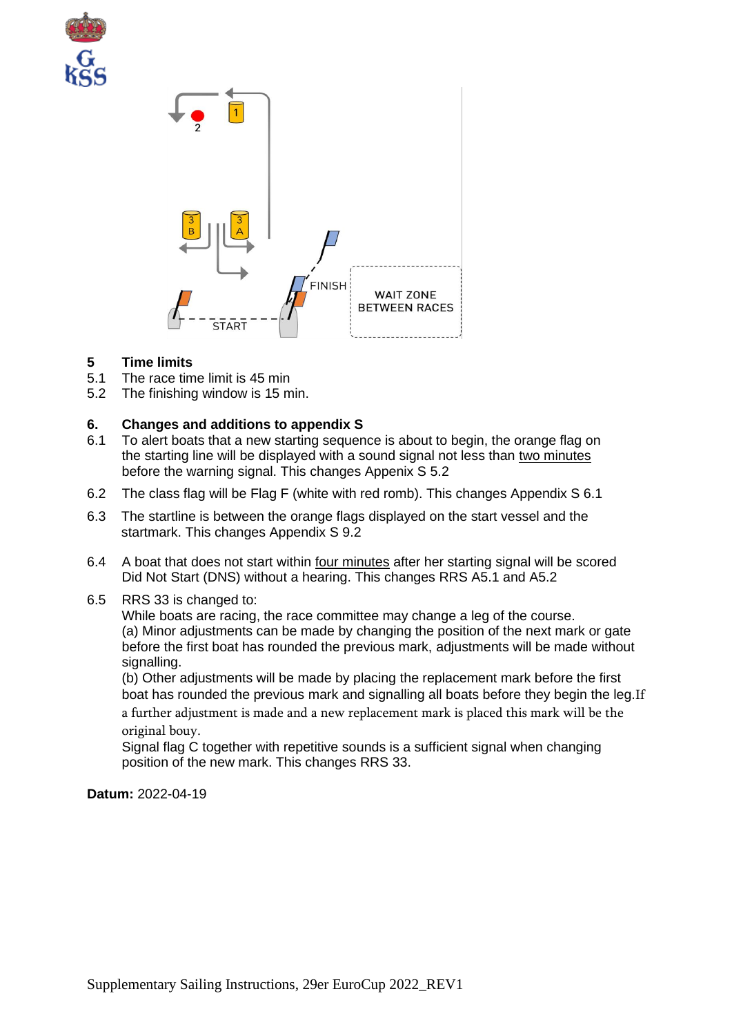1

2

3 B

3 A

FINISH

WAIT ZONE BETWEEN RACES

START

## 5 Time limits

5.1 The race time limit is 45 min

5.2 The finishing window is 15 min.

## 6. Changes and additions to appendix S

6.1 To alert boats that a new starting sequence is about to begin, the orange flag on the starting line will be displayed with a sound signal not less than two minutes before the warning signal. This changes Appenix S 5.2

6.2 The class flag will be Flag F (white with red romb). This changes Appendix S 6.1

6.3 The startline is between the orange flags displayed on the start vessel and the startmark. This changes Appendix S 9.2

6.4 A boat that does not start within four minutes after her starting signal will be scored Did Not Start (DNS) without a hearing. This changes RRS A5.1 and A5.2

6.5 RRS 33 is changed to:
While boats are racing, the race committee may change a leg of the course.
(a) Minor adjustments can be made by changing the position of the next mark or gate before the first boat has rounded the previous mark, adjustments will be made without signalling.
(b) Other adjustments will be made by placing the replacement mark before the first boat has rounded the previous mark and signalling all boats before they begin the leg.If a further adjustment is made and a new replacement mark is placed this mark will be the original bouy.
Signal flag C together with repetitive sounds is a sufficient signal when changing position of the new mark. This changes RRS 33.

**Datum:** 2022-04-19